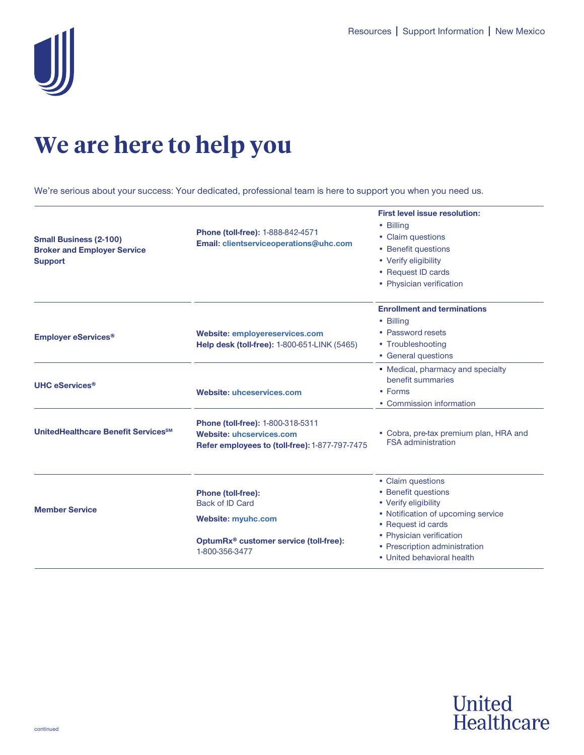# We are here to help you

We're serious about your success: Your dedicated, professional team is here to support you when you need us.

| | | |
|---|---|---|
| **Small Business (2-100) Broker and Employer Service Support** | **Phone (toll-free):** 1-888-842-4571<br>**Email:** clientserviceoperations@uhc.com | **First level issue resolution:**<br>• Billing<br>• Claim questions<br>• Benefit questions<br>• Verify eligibility<br>• Request ID cards<br>• Physician verification |
| **Employer eServices®** | **Website:** employereservices.com<br>**Help desk (toll-free):** 1-800-651-LINK (5465) | **Enrollment and terminations**<br>• Billing<br>• Password resets<br>• Troubleshooting<br>• General questions |
| **UHC eServices®** | **Website:** uhceservices.com | • Medical, pharmacy and specialty benefit summaries<br>• Forms<br>• Commission information |
| **UnitedHealthcare Benefit Services℠** | **Phone (toll-free):** 1-800-318-5311<br>**Website:** uhcservices.com<br>**Refer employees to (toll-free):** 1-877-797-7475 | • Cobra, pre-tax premium plan, HRA and FSA administration |
| **Member Service** | **Phone (toll-free):** Back of ID Card<br>**Website:** myuhc.com<br>**OptumRx® customer service (toll-free):** 1-800-356-3477 | • Claim questions<br>• Benefit questions<br>• Verify eligibility<br>• Notification of upcoming service<br>• Request id cards<br>• Physician verification<br>• Prescription administration<br>• United behavioral health |

continued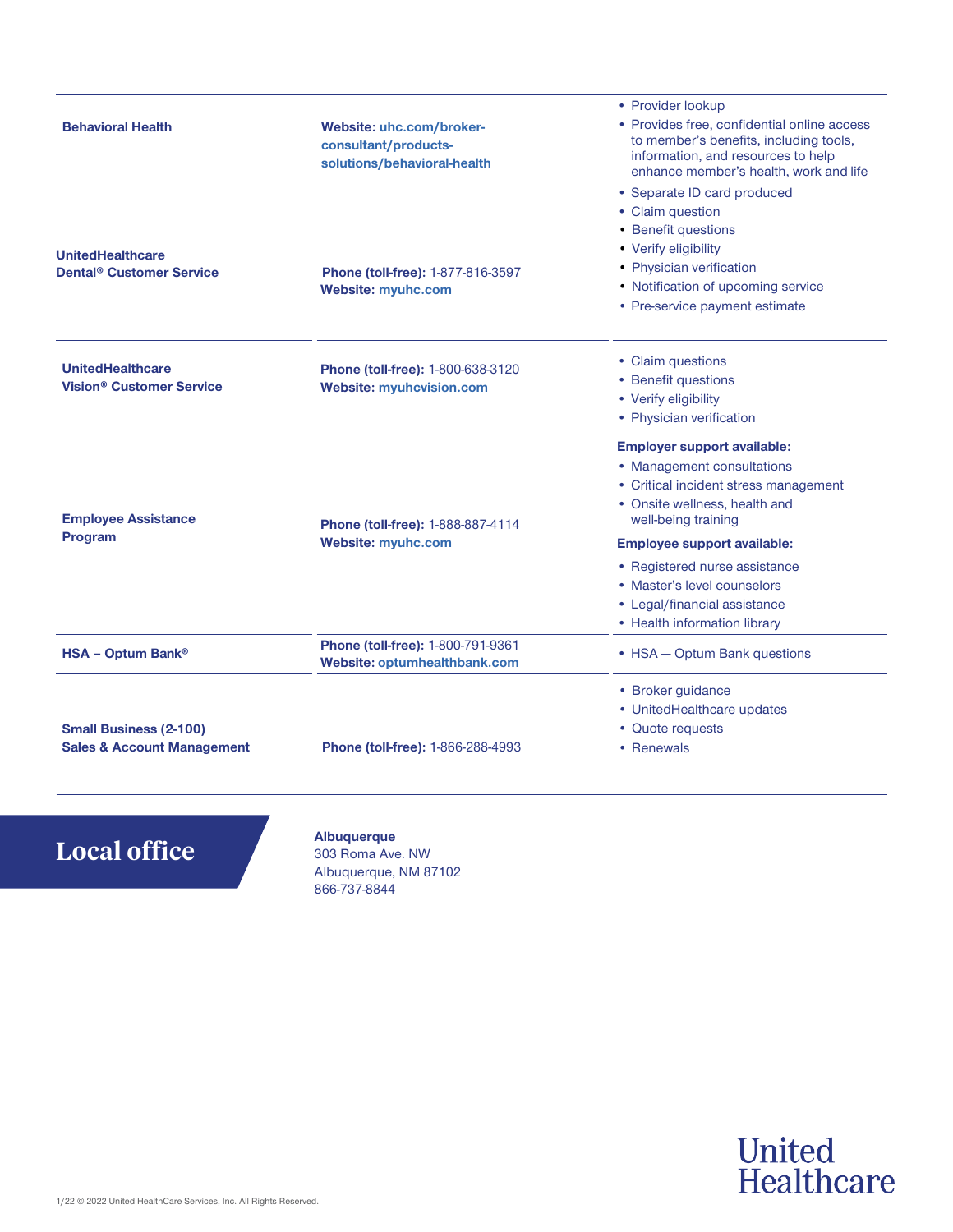| | | |
|---|---|---|
| **Behavioral Health** | **Website:** uhc.com/broker-consultant/products-solutions/behavioral-health | • Provider lookup<br>• Provides free, confidential online access to member's benefits, including tools, information, and resources to help enhance member's health, work and life |
| **UnitedHealthcare Dental® Customer Service** | **Phone (toll-free):** 1-877-816-3597<br>**Website:** myuhc.com | • Separate ID card produced<br>• Claim question<br>• Benefit questions<br>• Verify eligibility<br>• Physician verification<br>• Notification of upcoming service<br>• Pre-service payment estimate |
| **UnitedHealthcare Vision® Customer Service** | **Phone (toll-free):** 1-800-638-3120<br>**Website:** myuhcvision.com | • Claim questions<br>• Benefit questions<br>• Verify eligibility<br>• Physician verification |
| **Employee Assistance Program** | **Phone (toll-free):** 1-888-887-4114<br>**Website:** myuhc.com | **Employer support available:**<br>• Management consultations<br>• Critical incident stress management<br>• Onsite wellness, health and well-being training<br>**Employee support available:**<br>• Registered nurse assistance<br>• Master's level counselors<br>• Legal/financial assistance<br>• Health information library |
| **HSA – Optum Bank®** | **Phone (toll-free):** 1-800-791-9361<br>**Website:** optumhealthbank.com | • HSA — Optum Bank questions |
| **Small Business (2-100) Sales & Account Management** | **Phone (toll-free):** 1-866-288-4993 | • Broker guidance<br>• UnitedHealthcare updates<br>• Quote requests<br>• Renewals |

## Local office

**Albuquerque**
303 Roma Ave. NW
Albuquerque, NM 87102
866-737-8844

United Healthcare

1/22 © 2022 United HealthCare Services, Inc. All Rights Reserved.